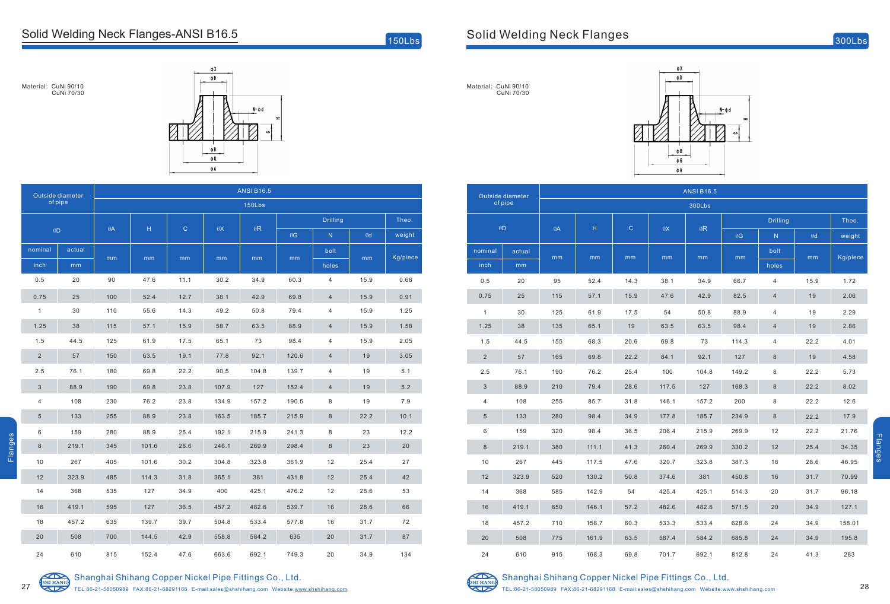## Solid Welding Neck Flanges-ANSI B16.5

150Lbs

Material: CuNi 90/10
CuNi 70/30

| Outside diameter of pipe | | ANSI B16.5 | | | | | | | | |
|---|---|---|---|---|---|---|---|---|---|---|
| | | 150Lbs | | | | | | | | |
| ∅D | | ∅A | H | C | ∅X | ∅R | Drilling | | | Theo. |
| | | | | | | | ∅G | N | ∅d | weight |
| nominal | actual | mm | mm | mm | mm | mm | mm | bolt | mm | Kg/piece |
| inch | mm | | | | | | | holes | | |
| 0.5 | 20 | 90 | 47.6 | 11.1 | 30.2 | 34.9 | 60.3 | 4 | 15.9 | 0.68 |
| 0.75 | 25 | 100 | 52.4 | 12.7 | 38.1 | 42.9 | 69.8 | 4 | 15.9 | 0.91 |
| 1 | 30 | 110 | 55.6 | 14.3 | 49.2 | 50.8 | 79.4 | 4 | 15.9 | 1.25 |
| 1.25 | 38 | 115 | 57.1 | 15.9 | 58.7 | 63.5 | 88.9 | 4 | 15.9 | 1.58 |
| 1.5 | 44.5 | 125 | 61.9 | 17.5 | 65.1 | 73 | 98.4 | 4 | 15.9 | 2.05 |
| 2 | 57 | 150 | 63.5 | 19.1 | 77.8 | 92.1 | 120.6 | 4 | 19 | 3.05 |
| 2.5 | 76.1 | 180 | 69.8 | 22.2 | 90.5 | 104.8 | 139.7 | 4 | 19 | 5.1 |
| 3 | 88.9 | 190 | 69.8 | 23.8 | 107.9 | 127 | 152.4 | 4 | 19 | 5.2 |
| 4 | 108 | 230 | 76.2 | 23.8 | 134.9 | 157.2 | 190.5 | 8 | 19 | 7.9 |
| 5 | 133 | 255 | 88.9 | 23.8 | 163.5 | 185.7 | 215.9 | 8 | 22.2 | 10.1 |
| 6 | 159 | 280 | 88.9 | 25.4 | 192.1 | 215.9 | 241.3 | 8 | 23 | 12.2 |
| 8 | 219.1 | 345 | 101.6 | 28.6 | 246.1 | 269.9 | 298.4 | 8 | 23 | 20 |
| 10 | 267 | 405 | 101.6 | 30.2 | 304.8 | 323.8 | 361.9 | 12 | 25.4 | 27 |
| 12 | 323.9 | 485 | 114.3 | 31.8 | 365.1 | 381 | 431.8 | 12 | 25.4 | 42 |
| 14 | 368 | 535 | 127 | 34.9 | 400 | 425.1 | 476.2 | 12 | 28.6 | 53 |
| 16 | 419.1 | 595 | 127 | 36.5 | 457.2 | 482.6 | 539.7 | 16 | 28.6 | 66 |
| 18 | 457.2 | 635 | 139.7 | 39.7 | 504.8 | 533.4 | 577.8 | 16 | 31.7 | 72 |
| 20 | 508 | 700 | 144.5 | 42.9 | 558.8 | 584.2 | 635 | 20 | 31.7 | 87 |
| 24 | 610 | 815 | 152.4 | 47.6 | 663.6 | 692.1 | 749.3 | 20 | 34.9 | 134 |

## Solid Welding Neck Flanges

300Lbs

Material: CuNi 90/10
CuNi 70/30

| Outside diameter of pipe | | ANSI B16.5 | | | | | | | | |
|---|---|---|---|---|---|---|---|---|---|---|
| | | 300Lbs | | | | | | | | |
| ∅D | | ∅A | H | C | ∅X | ∅R | Drilling | | | Theo. |
| | | | | | | | ∅G | N | ∅d | weight |
| nominal | actual | mm | mm | mm | mm | mm | mm | bolt | mm | Kg/piece |
| inch | mm | | | | | | | holes | | |
| 0.5 | 20 | 95 | 52.4 | 14.3 | 38.1 | 34.9 | 66.7 | 4 | 15.9 | 1.72 |
| 0.75 | 25 | 115 | 57.1 | 15.9 | 47.6 | 42.9 | 82.5 | 4 | 19 | 2.06 |
| 1 | 30 | 125 | 61.9 | 17.5 | 54 | 50.8 | 88.9 | 4 | 19 | 2.29 |
| 1.25 | 38 | 135 | 65.1 | 19 | 63.5 | 63.5 | 98.4 | 4 | 19 | 2.86 |
| 1.5 | 44.5 | 155 | 68.3 | 20.6 | 69.8 | 73 | 114.3 | 4 | 22.2 | 4.01 |
| 2 | 57 | 165 | 69.8 | 22.2 | 84.1 | 92.1 | 127 | 8 | 19 | 4.58 |
| 2.5 | 76.1 | 190 | 76.2 | 25.4 | 100 | 104.8 | 149.2 | 8 | 22.2 | 5.73 |
| 3 | 88.9 | 210 | 79.4 | 28.6 | 117.5 | 127 | 168.3 | 8 | 22.2 | 8.02 |
| 4 | 108 | 255 | 85.7 | 31.8 | 146.1 | 157.2 | 200 | 8 | 22.2 | 12.6 |
| 5 | 133 | 280 | 98.4 | 34.9 | 177.8 | 185.7 | 234.9 | 8 | 22.2 | 17.9 |
| 6 | 159 | 320 | 98.4 | 36.5 | 206.4 | 215.9 | 269.9 | 12 | 22.2 | 21.76 |
| 8 | 219.1 | 380 | 111.1 | 41.3 | 260.4 | 269.9 | 330.2 | 12 | 25.4 | 34.35 |
| 10 | 267 | 445 | 117.5 | 47.6 | 320.7 | 323.8 | 387.3 | 16 | 28.6 | 46.95 |
| 12 | 323.9 | 520 | 130.2 | 50.8 | 374.6 | 381 | 450.8 | 16 | 31.7 | 70.99 |
| 14 | 368 | 585 | 142.9 | 54 | 425.4 | 425.1 | 514.3 | 20 | 31.7 | 96.18 |
| 16 | 419.1 | 650 | 146.1 | 57.2 | 482.6 | 482.6 | 571.5 | 20 | 34.9 | 127.1 |
| 18 | 457.2 | 710 | 158.7 | 60.3 | 533.3 | 533.4 | 628.6 | 24 | 34.9 | 158.01 |
| 20 | 508 | 775 | 161.9 | 63.5 | 587.4 | 584.2 | 685.8 | 24 | 34.9 | 195.8 |
| 24 | 610 | 915 | 168.3 | 69.8 | 701.7 | 692.1 | 812.8 | 24 | 41.3 | 283 |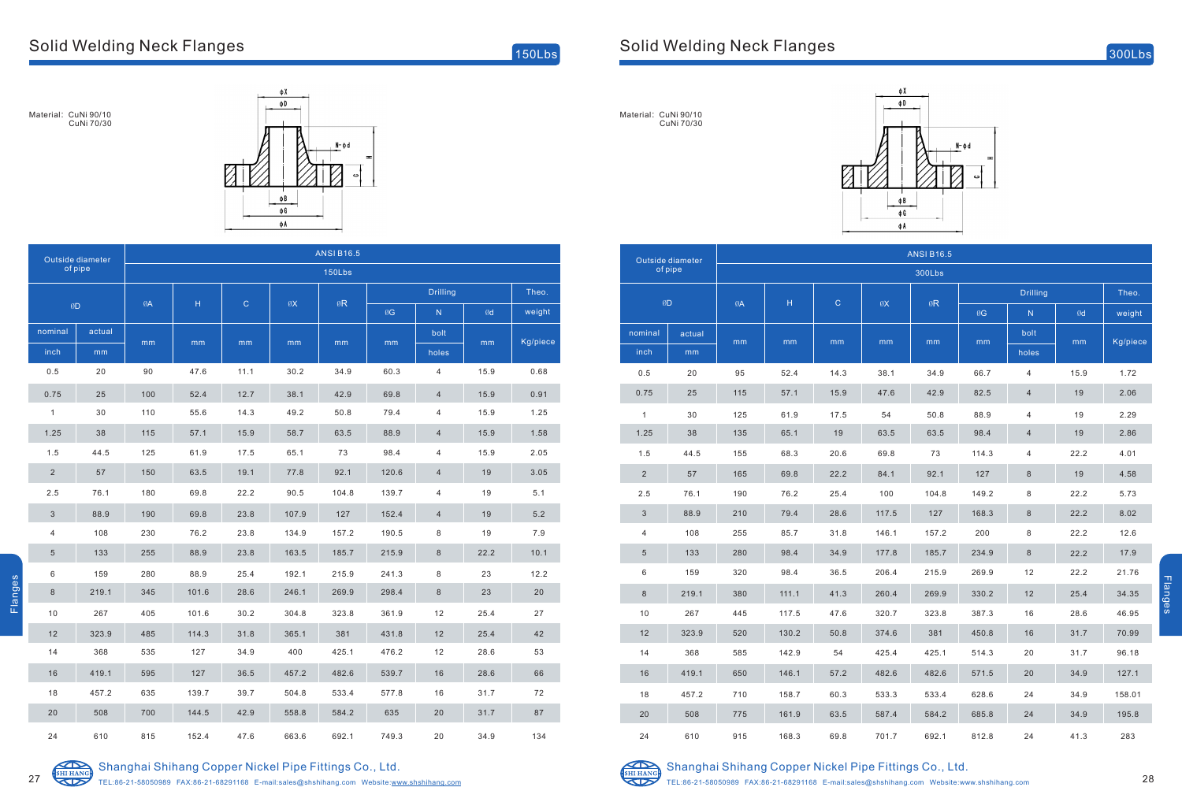## Solid Welding Neck Flanges

150Lbs

Material: CuNi 90/10
CuNi 70/30

| Outside diameter of pipe | | ANSI B16.5 | | | | | | | | |
|---|---|---|---|---|---|---|---|---|---|---|
| | | 150Lbs | | | | | | | | |
| ØD | | ØA | H | C | ØX | ØR | Drilling | | | Theo. |
| | | | | | | | ØG | N | Ød | weight |
| nominal | actual | mm | mm | mm | mm | mm | mm | bolt | mm | Kg/piece |
| inch | mm | | | | | | | holes | | |
| 0.5 | 20 | 90 | 47.6 | 11.1 | 30.2 | 34.9 | 60.3 | 4 | 15.9 | 0.68 |
| 0.75 | 25 | 100 | 52.4 | 12.7 | 38.1 | 42.9 | 69.8 | 4 | 15.9 | 0.91 |
| 1 | 30 | 110 | 55.6 | 14.3 | 49.2 | 50.8 | 79.4 | 4 | 15.9 | 1.25 |
| 1.25 | 38 | 115 | 57.1 | 15.9 | 58.7 | 63.5 | 88.9 | 4 | 15.9 | 1.58 |
| 1.5 | 44.5 | 125 | 61.9 | 17.5 | 65.1 | 73 | 98.4 | 4 | 15.9 | 2.05 |
| 2 | 57 | 150 | 63.5 | 19.1 | 77.8 | 92.1 | 120.6 | 4 | 19 | 3.05 |
| 2.5 | 76.1 | 180 | 69.8 | 22.2 | 90.5 | 104.8 | 139.7 | 4 | 19 | 5.1 |
| 3 | 88.9 | 190 | 69.8 | 23.8 | 107.9 | 127 | 152.4 | 4 | 19 | 5.2 |
| 4 | 108 | 230 | 76.2 | 23.8 | 134.9 | 157.2 | 190.5 | 8 | 19 | 7.9 |
| 5 | 133 | 255 | 88.9 | 23.8 | 163.5 | 185.7 | 215.9 | 8 | 22.2 | 10.1 |
| 6 | 159 | 280 | 88.9 | 25.4 | 192.1 | 215.9 | 241.3 | 8 | 23 | 12.2 |
| 8 | 219.1 | 345 | 101.6 | 28.6 | 246.1 | 269.9 | 298.4 | 8 | 23 | 20 |
| 10 | 267 | 405 | 101.6 | 30.2 | 304.8 | 323.8 | 361.9 | 12 | 25.4 | 27 |
| 12 | 323.9 | 485 | 114.3 | 31.8 | 365.1 | 381 | 431.8 | 12 | 25.4 | 42 |
| 14 | 368 | 535 | 127 | 34.9 | 400 | 425.1 | 476.2 | 12 | 28.6 | 53 |
| 16 | 419.1 | 595 | 127 | 36.5 | 457.2 | 482.6 | 539.7 | 16 | 28.6 | 66 |
| 18 | 457.2 | 635 | 139.7 | 39.7 | 504.8 | 533.4 | 577.8 | 16 | 31.7 | 72 |
| 20 | 508 | 700 | 144.5 | 42.9 | 558.8 | 584.2 | 635 | 20 | 31.7 | 87 |
| 24 | 610 | 815 | 152.4 | 47.6 | 663.6 | 692.1 | 749.3 | 20 | 34.9 | 134 |

## Solid Welding Neck Flanges

300Lbs

Material: CuNi 90/10
CuNi 70/30

| Outside diameter of pipe | | ANSI B16.5 | | | | | | | | |
|---|---|---|---|---|---|---|---|---|---|---|
| | | 300Lbs | | | | | | | | |
| ØD | | ØA | H | C | ØX | ØR | Drilling | | | Theo. |
| | | | | | | | ØG | N | Ød | weight |
| nominal | actual | mm | mm | mm | mm | mm | mm | bolt | mm | Kg/piece |
| inch | mm | | | | | | | holes | | |
| 0.5 | 20 | 95 | 52.4 | 14.3 | 38.1 | 34.9 | 66.7 | 4 | 15.9 | 1.72 |
| 0.75 | 25 | 115 | 57.1 | 15.9 | 47.6 | 42.9 | 82.5 | 4 | 19 | 2.06 |
| 1 | 30 | 125 | 61.9 | 17.5 | 54 | 50.8 | 88.9 | 4 | 19 | 2.29 |
| 1.25 | 38 | 135 | 65.1 | 19 | 63.5 | 63.5 | 98.4 | 4 | 19 | 2.86 |
| 1.5 | 44.5 | 155 | 68.3 | 20.6 | 69.8 | 73 | 114.3 | 4 | 22.2 | 4.01 |
| 2 | 57 | 165 | 69.8 | 22.2 | 84.1 | 92.1 | 127 | 8 | 19 | 4.58 |
| 2.5 | 76.1 | 190 | 76.2 | 25.4 | 100 | 104.8 | 149.2 | 8 | 22.2 | 5.73 |
| 3 | 88.9 | 210 | 79.4 | 28.6 | 117.5 | 127 | 168.3 | 8 | 22.2 | 8.02 |
| 4 | 108 | 255 | 85.7 | 31.8 | 146.1 | 157.2 | 200 | 8 | 22.2 | 12.6 |
| 5 | 133 | 280 | 98.4 | 34.9 | 177.8 | 185.7 | 234.9 | 8 | 22.2 | 17.9 |
| 6 | 159 | 320 | 98.4 | 36.5 | 206.4 | 215.9 | 269.9 | 12 | 22.2 | 21.76 |
| 8 | 219.1 | 380 | 111.1 | 41.3 | 260.4 | 269.9 | 330.2 | 12 | 25.4 | 34.35 |
| 10 | 267 | 445 | 117.5 | 47.6 | 320.7 | 323.8 | 387.3 | 16 | 28.6 | 46.95 |
| 12 | 323.9 | 520 | 130.2 | 50.8 | 374.6 | 381 | 450.8 | 16 | 31.7 | 70.99 |
| 14 | 368 | 585 | 142.9 | 54 | 425.4 | 425.1 | 514.3 | 20 | 31.7 | 96.18 |
| 16 | 419.1 | 650 | 146.1 | 57.2 | 482.6 | 482.6 | 571.5 | 20 | 34.9 | 127.1 |
| 18 | 457.2 | 710 | 158.7 | 60.3 | 533.3 | 533.4 | 628.6 | 24 | 34.9 | 158.01 |
| 20 | 508 | 775 | 161.9 | 63.5 | 587.4 | 584.2 | 685.8 | 24 | 34.9 | 195.8 |
| 24 | 610 | 915 | 168.3 | 69.8 | 701.7 | 692.1 | 812.8 | 24 | 41.3 | 283 |